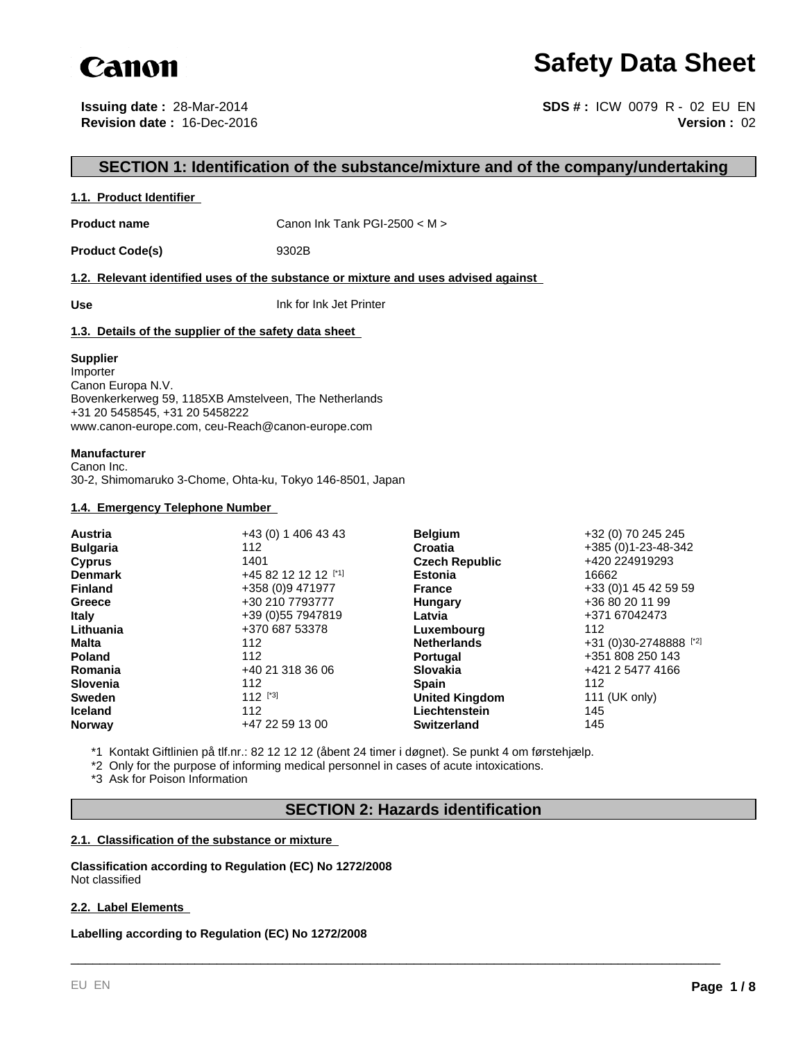Canon

# Safety Data Sheet

**Issuing date :** 28-Mar-2014
**Revision date :** 16-Dec-2016

**SDS # :** ICW 0079 R - 02 EU EN
**Version :** 02

## SECTION 1: Identification of the substance/mixture and of the company/undertaking

### 1.1. Product Identifier

**Product name** Canon Ink Tank PGI-2500 < M >

**Product Code(s)** 9302B

### 1.2. Relevant identified uses of the substance or mixture and uses advised against

**Use** Ink for Ink Jet Printer

### 1.3. Details of the supplier of the safety data sheet

**Supplier**
Importer
Canon Europa N.V.
Bovenkerkerweg 59, 1185XB Amstelveen, The Netherlands
+31 20 5458545, +31 20 5458222
www.canon-europe.com, ceu-Reach@canon-europe.com

**Manufacturer**
Canon Inc.
30-2, Shimomaruko 3-Chome, Ohta-ku, Tokyo 146-8501, Japan

### 1.4. Emergency Telephone Number

| | | | |
|---|---|---|---|
| **Austria** | +43 (0) 1 406 43 43 | **Belgium** | +32 (0) 70 245 245 |
| **Bulgaria** | 112 | **Croatia** | +385 (0)1-23-48-342 |
| **Cyprus** | 1401 | **Czech Republic** | +420 224919293 |
| **Denmark** | +45 82 12 12 12 [*1] | **Estonia** | 16662 |
| **Finland** | +358 (0)9 471977 | **France** | +33 (0)1 45 42 59 59 |
| **Greece** | +30 210 7793777 | **Hungary** | +36 80 20 11 99 |
| **Italy** | +39 (0)55 7947819 | **Latvia** | +371 67042473 |
| **Lithuania** | +370 687 53378 | **Luxembourg** | 112 |
| **Malta** | 112 | **Netherlands** | +31 (0)30-2748888 [*2] |
| **Poland** | 112 | **Portugal** | +351 808 250 143 |
| **Romania** | +40 21 318 36 06 | **Slovakia** | +421 2 5477 4166 |
| **Slovenia** | 112 | **Spain** | 112 |
| **Sweden** | 112 [*3] | **United Kingdom** | 111 (UK only) |
| **Iceland** | 112 | **Liechtenstein** | 145 |
| **Norway** | +47 22 59 13 00 | **Switzerland** | 145 |

*1 Kontakt Giftlinien på tlf.nr.: 82 12 12 12 (åbent 24 timer i døgnet). Se punkt 4 om førstehjælp.
*2 Only for the purpose of informing medical personnel in cases of acute intoxications.
*3 Ask for Poison Information

## SECTION 2: Hazards identification

### 2.1. Classification of the substance or mixture

**Classification according to Regulation (EC) No 1272/2008**
Not classified

### 2.2. Label Elements

**Labelling according to Regulation (EC) No 1272/2008**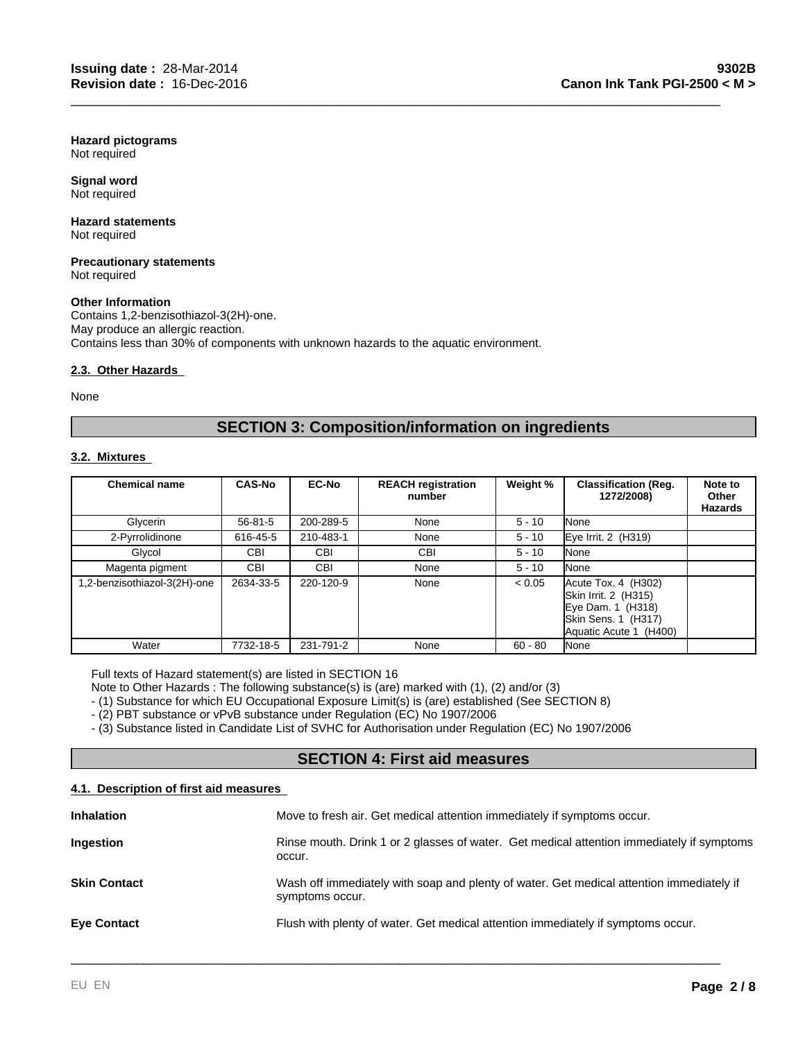**Hazard pictograms**
Not required

**Signal word**
Not required

**Hazard statements**
Not required

**Precautionary statements**
Not required

**Other Information**
Contains 1,2-benzisothiazol-3(2H)-one.
May produce an allergic reaction.
Contains less than 30% of components with unknown hazards to the aquatic environment.

### 2.3. Other Hazards

None

## SECTION 3: Composition/information on ingredients

### 3.2. Mixtures

| Chemical name | CAS-No | EC-No | REACH registration number | Weight % | Classification (Reg. 1272/2008) | Note to Other Hazards |
|---|---|---|---|---|---|---|
| Glycerin | 56-81-5 | 200-289-5 | None | 5 - 10 | None | |
| 2-Pyrrolidinone | 616-45-5 | 210-483-1 | None | 5 - 10 | Eye Irrit. 2 (H319) | |
| Glycol | CBI | CBI | CBI | 5 - 10 | None | |
| Magenta pigment | CBI | CBI | None | 5 - 10 | None | |
| 1,2-benzisothiazol-3(2H)-one | 2634-33-5 | 220-120-9 | None | < 0.05 | Acute Tox. 4 (H302)<br>Skin Irrit. 2 (H315)<br>Eye Dam. 1 (H318)<br>Skin Sens. 1 (H317)<br>Aquatic Acute 1 (H400) | |
| Water | 7732-18-5 | 231-791-2 | None | 60 - 80 | None | |

Full texts of Hazard statement(s) are listed in SECTION 16
Note to Other Hazards : The following substance(s) is (are) marked with (1), (2) and/or (3)
- (1) Substance for which EU Occupational Exposure Limit(s) is (are) established (See SECTION 8)
- (2) PBT substance or vPvB substance under Regulation (EC) No 1907/2006
- (3) Substance listed in Candidate List of SVHC for Authorisation under Regulation (EC) No 1907/2006

## SECTION 4: First aid measures

### 4.1. Description of first aid measures

**Inhalation** Move to fresh air. Get medical attention immediately if symptoms occur.

**Ingestion** Rinse mouth. Drink 1 or 2 glasses of water. Get medical attention immediately if symptoms occur.

**Skin Contact** Wash off immediately with soap and plenty of water. Get medical attention immediately if symptoms occur.

**Eye Contact** Flush with plenty of water. Get medical attention immediately if symptoms occur.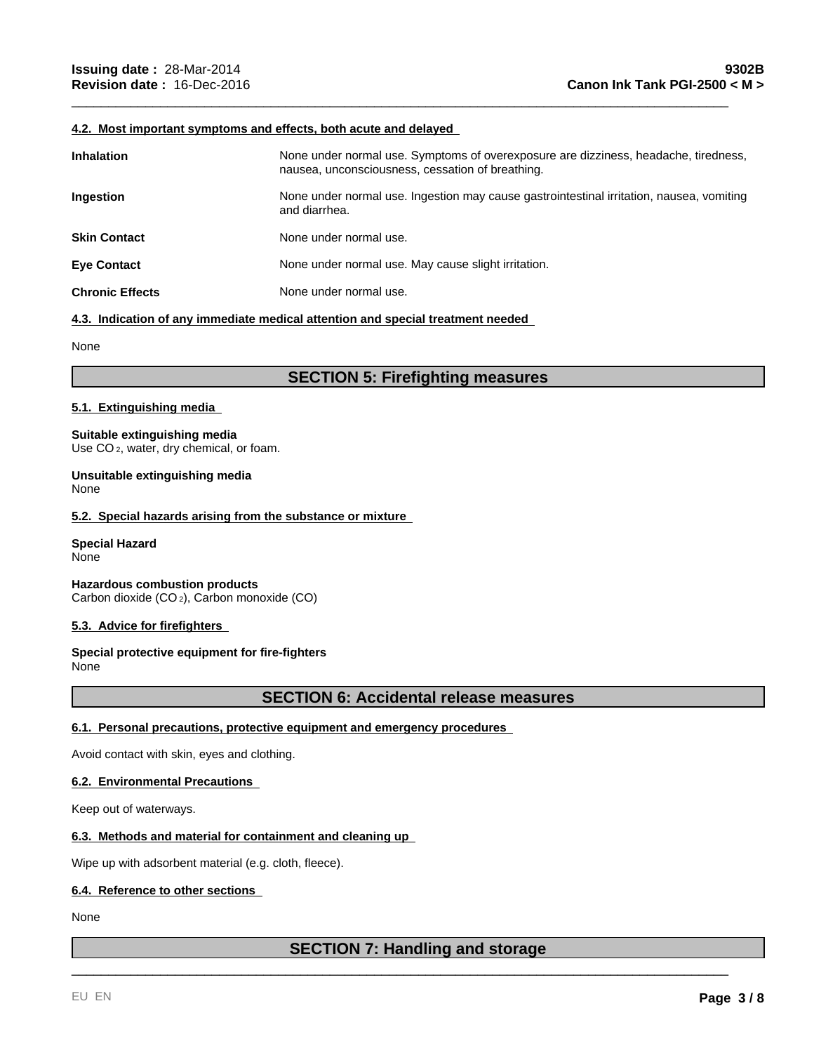#### 4.2. Most important symptoms and effects, both acute and delayed

| | |
|---|---|
| **Inhalation** | None under normal use. Symptoms of overexposure are dizziness, headache, tiredness, nausea, unconsciousness, cessation of breathing. |
| **Ingestion** | None under normal use. Ingestion may cause gastrointestinal irritation, nausea, vomiting and diarrhea. |
| **Skin Contact** | None under normal use. |
| **Eye Contact** | None under normal use. May cause slight irritation. |
| **Chronic Effects** | None under normal use. |

#### 4.3. Indication of any immediate medical attention and special treatment needed

None

## SECTION 5: Firefighting measures

#### 5.1. Extinguishing media

**Suitable extinguishing media**
Use $CO_2$, water, dry chemical, or foam.

**Unsuitable extinguishing media**
None

#### 5.2. Special hazards arising from the substance or mixture

**Special Hazard**
None

**Hazardous combustion products**
Carbon dioxide ($CO_2$), Carbon monoxide (CO)

#### 5.3. Advice for firefighters

**Special protective equipment for fire-fighters**
None

## SECTION 6: Accidental release measures

#### 6.1. Personal precautions, protective equipment and emergency procedures

Avoid contact with skin, eyes and clothing.

#### 6.2. Environmental Precautions

Keep out of waterways.

#### 6.3. Methods and material for containment and cleaning up

Wipe up with adsorbent material (e.g. cloth, fleece).

#### 6.4. Reference to other sections

None

## SECTION 7: Handling and storage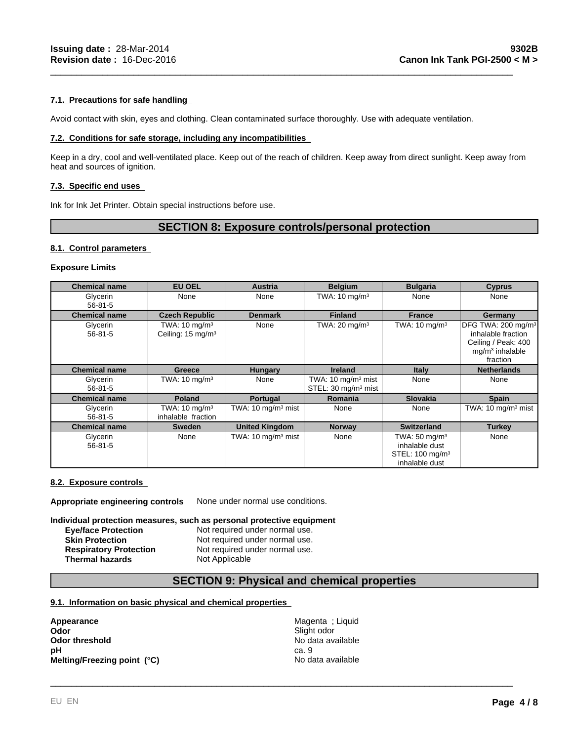#### 7.1. Precautions for safe handling

Avoid contact with skin, eyes and clothing. Clean contaminated surface thoroughly. Use with adequate ventilation.

#### 7.2. Conditions for safe storage, including any incompatibilities

Keep in a dry, cool and well-ventilated place. Keep out of the reach of children. Keep away from direct sunlight. Keep away from heat and sources of ignition.

#### 7.3. Specific end uses

Ink for Ink Jet Printer. Obtain special instructions before use.

## SECTION 8: Exposure controls/personal protection

#### 8.1. Control parameters

**Exposure Limits**

| Chemical name | EU OEL | Austria | Belgium | Bulgaria | Cyprus |
|---|---|---|---|---|---|
| Glycerin 56-81-5 | None | None | TWA: 10 mg/m³ | None | None |
| **Chemical name** | **Czech Republic** | **Denmark** | **Finland** | **France** | **Germany** |
| Glycerin 56-81-5 | TWA: 10 mg/m³ Ceiling: 15 mg/m³ | None | TWA: 20 mg/m³ | TWA: 10 mg/m³ | DFG TWA: 200 mg/m³ inhalable fraction Ceiling / Peak: 400 mg/m³ inhalable fraction |
| **Chemical name** | **Greece** | **Hungary** | **Ireland** | **Italy** | **Netherlands** |
| Glycerin 56-81-5 | TWA: 10 mg/m³ | None | TWA: 10 mg/m³ mist STEL: 30 mg/m³ mist | None | None |
| **Chemical name** | **Poland** | **Portugal** | **Romania** | **Slovakia** | **Spain** |
| Glycerin 56-81-5 | TWA: 10 mg/m³ inhalable fraction | TWA: 10 mg/m³ mist | None | None | TWA: 10 mg/m³ mist |
| **Chemical name** | **Sweden** | **United Kingdom** | **Norway** | **Switzerland** | **Turkey** |
| Glycerin 56-81-5 | None | TWA: 10 mg/m³ mist | None | TWA: 50 mg/m³ inhalable dust STEL: 100 mg/m³ inhalable dust | None |

#### 8.2. Exposure controls

**Appropriate engineering controls** None under normal use conditions.

**Individual protection measures, such as personal protective equipment**

| | |
|---|---|
| **Eye/face Protection** | Not required under normal use. |
| **Skin Protection** | Not required under normal use. |
| **Respiratory Protection** | Not required under normal use. |
| **Thermal hazards** | Not Applicable |

## SECTION 9: Physical and chemical properties

#### 9.1. Information on basic physical and chemical properties

| | |
|---|---|
| **Appearance** | Magenta ; Liquid |
| **Odor** | Slight odor |
| **Odor threshold** | No data available |
| **pH** | ca. 9 |
| **Melting/Freezing point (°C)** | No data available |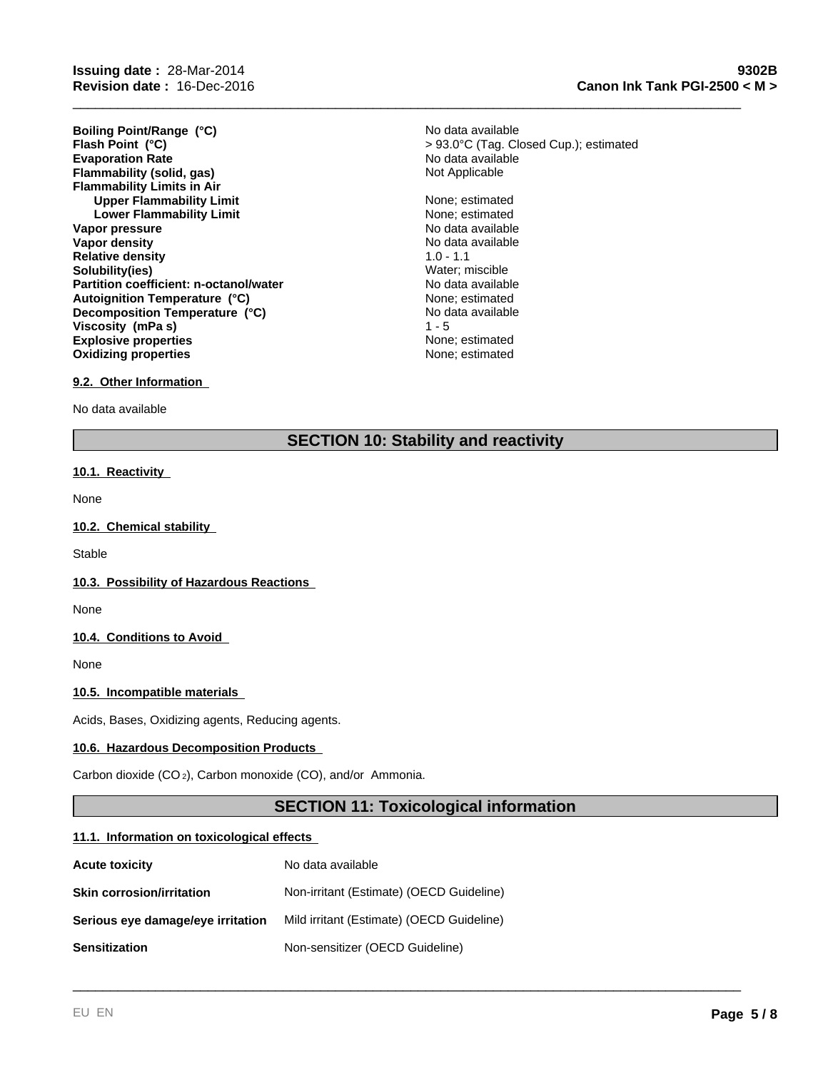| | |
|---|---|
| **Boiling Point/Range (°C)** | No data available |
| **Flash Point (°C)** | > 93.0°C (Tag. Closed Cup.); estimated |
| **Evaporation Rate** | No data available |
| **Flammability (solid, gas)** | Not Applicable |
| **Flammability Limits in Air** | |
| **Upper Flammability Limit** | None; estimated |
| **Lower Flammability Limit** | None; estimated |
| **Vapor pressure** | No data available |
| **Vapor density** | No data available |
| **Relative density** | 1.0 - 1.1 |
| **Solubility(ies)** | Water; miscible |
| **Partition coefficient: n-octanol/water** | No data available |
| **Autoignition Temperature (°C)** | None; estimated |
| **Decomposition Temperature (°C)** | No data available |
| **Viscosity (mPa s)** | 1 - 5 |
| **Explosive properties** | None; estimated |
| **Oxidizing properties** | None; estimated |

### 9.2. Other Information

No data available

## SECTION 10: Stability and reactivity

### 10.1. Reactivity

None

### 10.2. Chemical stability

Stable

### 10.3. Possibility of Hazardous Reactions

None

### 10.4. Conditions to Avoid

None

### 10.5. Incompatible materials

Acids, Bases, Oxidizing agents, Reducing agents.

### 10.6. Hazardous Decomposition Products

Carbon dioxide ($CO_2$), Carbon monoxide (CO), and/or Ammonia.

## SECTION 11: Toxicological information

### 11.1. Information on toxicological effects

| | |
|---|---|
| **Acute toxicity** | No data available |
| **Skin corrosion/irritation** | Non-irritant (Estimate) (OECD Guideline) |
| **Serious eye damage/eye irritation** | Mild irritant (Estimate) (OECD Guideline) |
| **Sensitization** | Non-sensitizer (OECD Guideline) |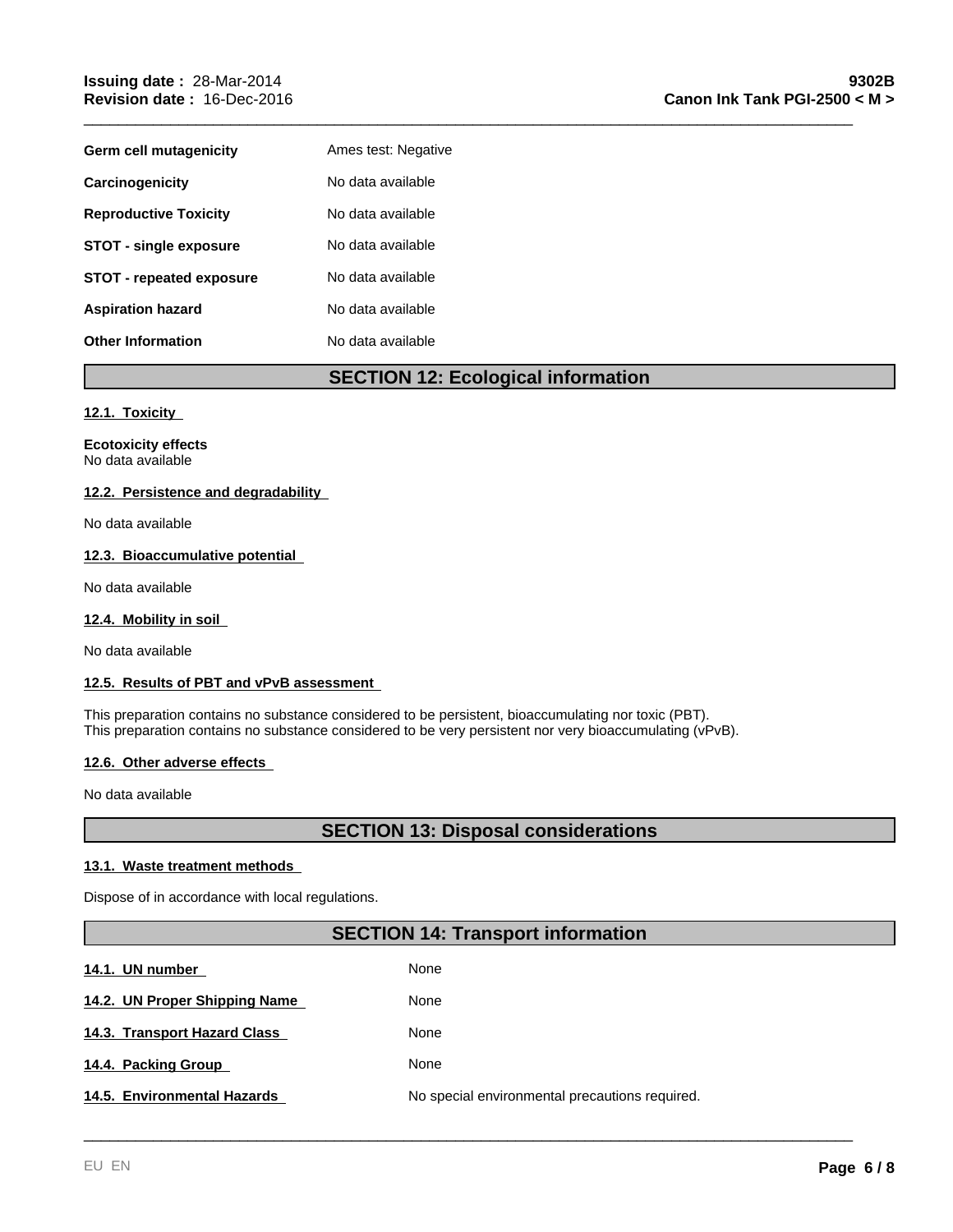| | |
|---|---|
| **Germ cell mutagenicity** | Ames test: Negative |
| **Carcinogenicity** | No data available |
| **Reproductive Toxicity** | No data available |
| **STOT - single exposure** | No data available |
| **STOT - repeated exposure** | No data available |
| **Aspiration hazard** | No data available |
| **Other Information** | No data available |

## SECTION 12: Ecological information

### 12.1. Toxicity

**Ecotoxicity effects**
No data available

### 12.2. Persistence and degradability

No data available

### 12.3. Bioaccumulative potential

No data available

### 12.4. Mobility in soil

No data available

### 12.5. Results of PBT and vPvB assessment

This preparation contains no substance considered to be persistent, bioaccumulating nor toxic (PBT).
This preparation contains no substance considered to be very persistent nor very bioaccumulating (vPvB).

### 12.6. Other adverse effects

No data available

## SECTION 13: Disposal considerations

### 13.1. Waste treatment methods

Dispose of in accordance with local regulations.

## SECTION 14: Transport information

| | |
|---|---|
| **14.1. UN number** | None |
| **14.2. UN Proper Shipping Name** | None |
| **14.3. Transport Hazard Class** | None |
| **14.4. Packing Group** | None |
| **14.5. Environmental Hazards** | No special environmental precautions required. |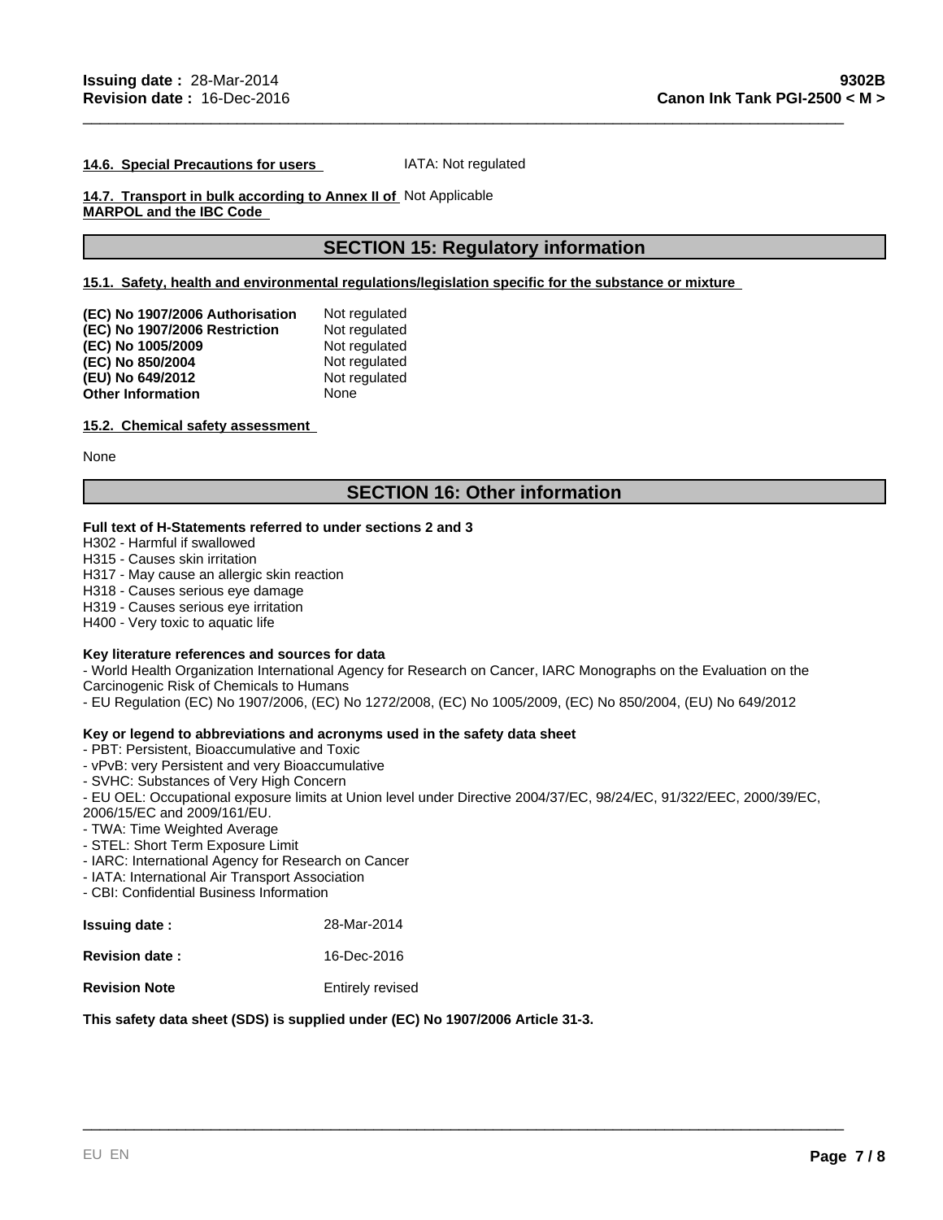**14.6. Special Precautions for users** IATA: Not regulated

**14.7. Transport in bulk according to Annex II of MARPOL and the IBC Code** Not Applicable

## SECTION 15: Regulatory information

**15.1. Safety, health and environmental regulations/legislation specific for the substance or mixture**

| | |
|---|---|
| **(EC) No 1907/2006 Authorisation** | Not regulated |
| **(EC) No 1907/2006 Restriction** | Not regulated |
| **(EC) No 1005/2009** | Not regulated |
| **(EC) No 850/2004** | Not regulated |
| **(EU) No 649/2012** | Not regulated |
| **Other Information** | None |

**15.2. Chemical safety assessment**

None

## SECTION 16: Other information

**Full text of H-Statements referred to under sections 2 and 3**

H302 - Harmful if swallowed
H315 - Causes skin irritation
H317 - May cause an allergic skin reaction
H318 - Causes serious eye damage
H319 - Causes serious eye irritation
H400 - Very toxic to aquatic life

**Key literature references and sources for data**

- World Health Organization International Agency for Research on Cancer, IARC Monographs on the Evaluation on the Carcinogenic Risk of Chemicals to Humans
- EU Regulation (EC) No 1907/2006, (EC) No 1272/2008, (EC) No 1005/2009, (EC) No 850/2004, (EU) No 649/2012

**Key or legend to abbreviations and acronyms used in the safety data sheet**

- PBT: Persistent, Bioaccumulative and Toxic
- vPvB: very Persistent and very Bioaccumulative
- SVHC: Substances of Very High Concern
- EU OEL: Occupational exposure limits at Union level under Directive 2004/37/EC, 98/24/EC, 91/322/EEC, 2000/39/EC, 2006/15/EC and 2009/161/EU.
- TWA: Time Weighted Average
- STEL: Short Term Exposure Limit
- IARC: International Agency for Research on Cancer
- IATA: International Air Transport Association
- CBI: Confidential Business Information

| | |
|---|---|
| **Issuing date :** | 28-Mar-2014 |
| **Revision date :** | 16-Dec-2016 |
| **Revision Note** | Entirely revised |

**This safety data sheet (SDS) is supplied under (EC) No 1907/2006 Article 31-3.**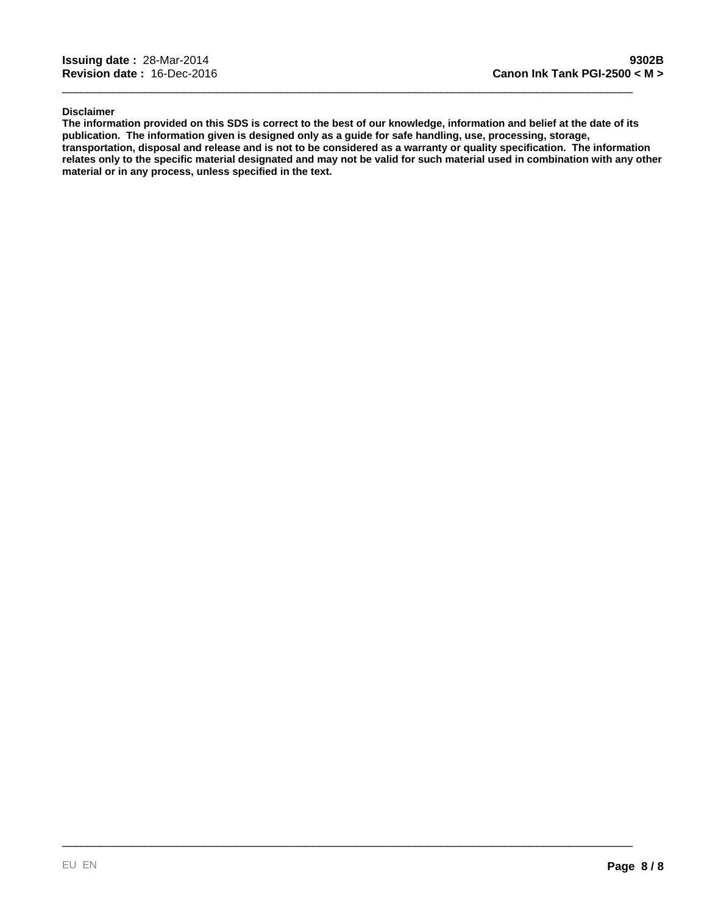**Disclaimer**

**The information provided on this SDS is correct to the best of our knowledge, information and belief at the date of its publication. The information given is designed only as a guide for safe handling, use, processing, storage, transportation, disposal and release and is not to be considered as a warranty or quality specification. The information relates only to the specific material designated and may not be valid for such material used in combination with any other material or in any process, unless specified in the text.**